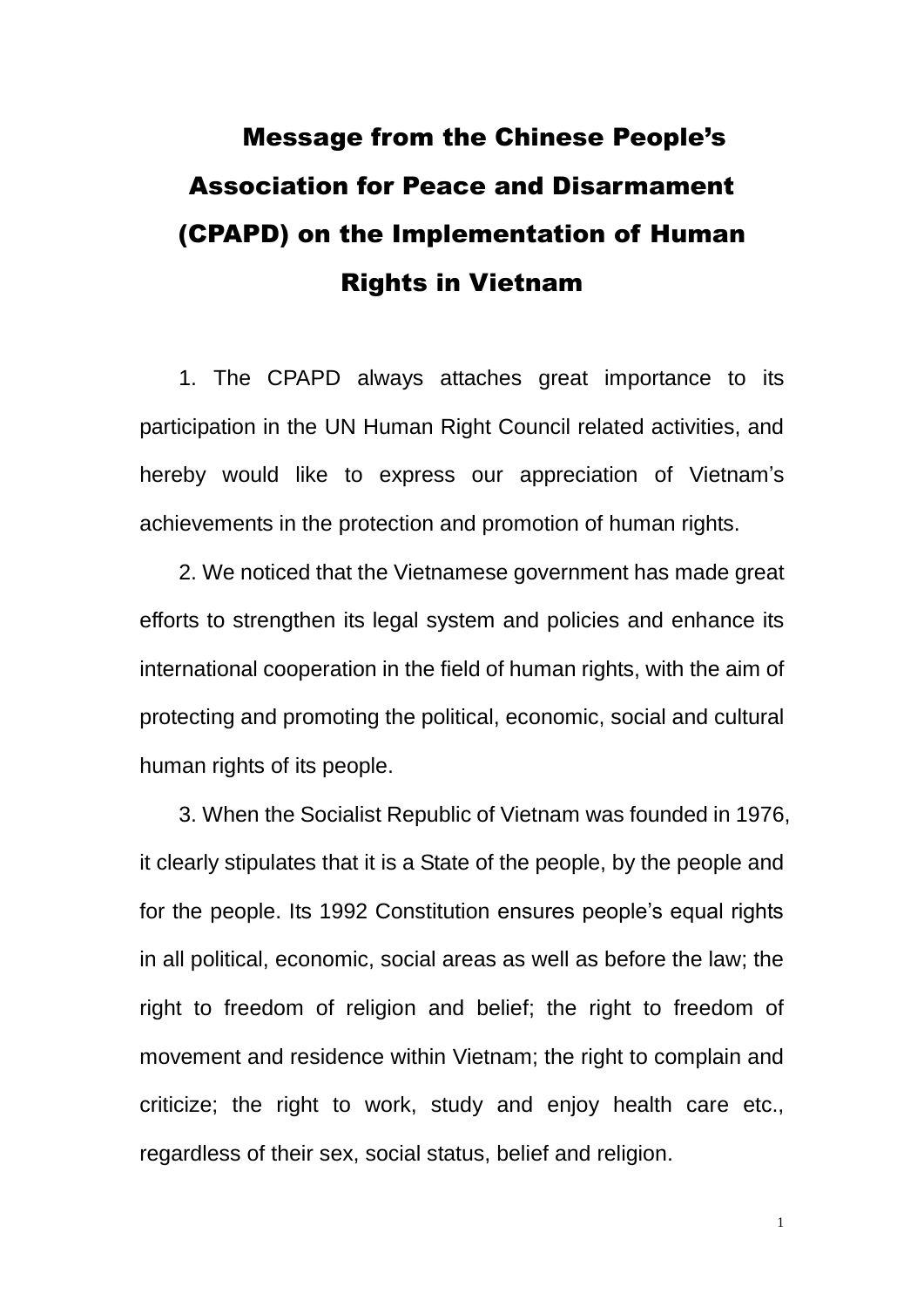# Message from the Chinese People's Association for Peace and Disarmament (CPAPD) on the Implementation of Human Rights in Vietnam

1. The CPAPD always attaches great importance to its participation in the UN Human Right Council related activities, and hereby would like to express our appreciation of Vietnam's achievements in the protection and promotion of human rights.

2. We noticed that the Vietnamese government has made great efforts to strengthen its legal system and policies and enhance its international cooperation in the field of human rights, with the aim of protecting and promoting the political, economic, social and cultural human rights of its people.

3. When the Socialist Republic of Vietnam was founded in 1976, it clearly stipulates that it is a State of the people, by the people and for the people. Its 1992 Constitution ensures people's equal rights in all political, economic, social areas as well as before the law; the right to freedom of religion and belief; the right to freedom of movement and residence within Vietnam; the right to complain and criticize; the right to work, study and enjoy health care etc., regardless of their sex, social status, belief and religion.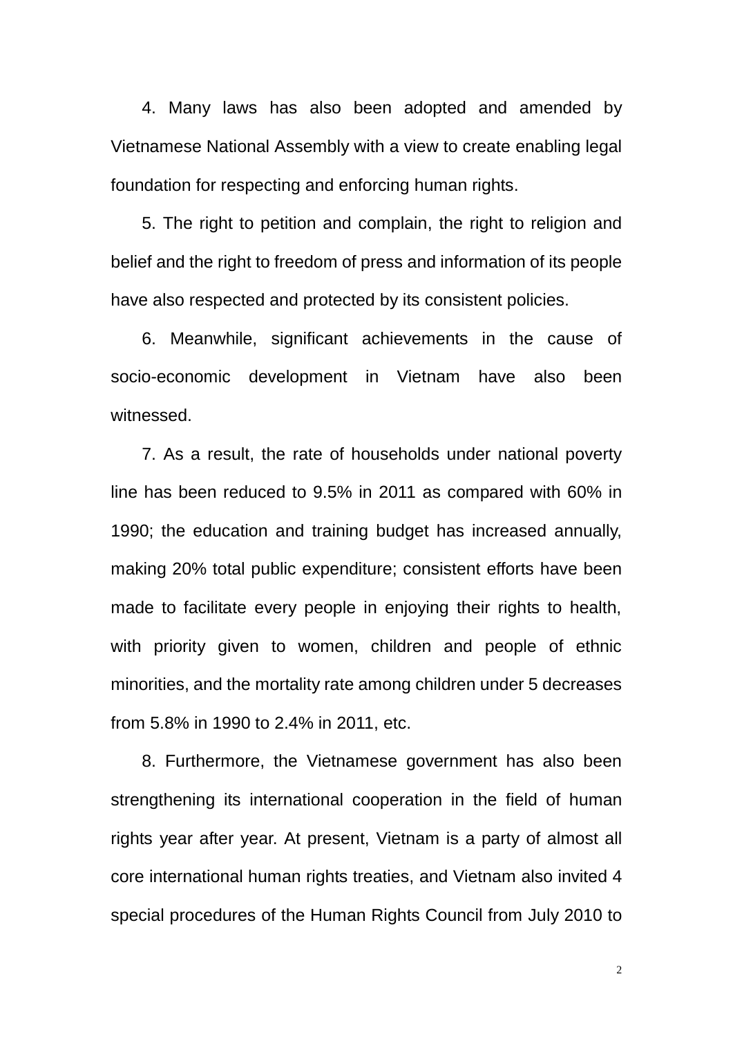4. Many laws has also been adopted and amended by Vietnamese National Assembly with a view to create enabling legal foundation for respecting and enforcing human rights.

5. The right to petition and complain, the right to religion and belief and the right to freedom of press and information of its people have also respected and protected by its consistent policies.

6. Meanwhile, significant achievements in the cause of socio-economic development in Vietnam have also been witnessed.

7. As a result, the rate of households under national poverty line has been reduced to 9.5% in 2011 as compared with 60% in 1990; the education and training budget has increased annually, making 20% total public expenditure; consistent efforts have been made to facilitate every people in enjoying their rights to health, with priority given to women, children and people of ethnic minorities, and the mortality rate among children under 5 decreases from 5.8% in 1990 to 2.4% in 2011, etc.

8. Furthermore, the Vietnamese government has also been strengthening its international cooperation in the field of human rights year after year. At present, Vietnam is a party of almost all core international human rights treaties, and Vietnam also invited 4 special procedures of the Human Rights Council from July 2010 to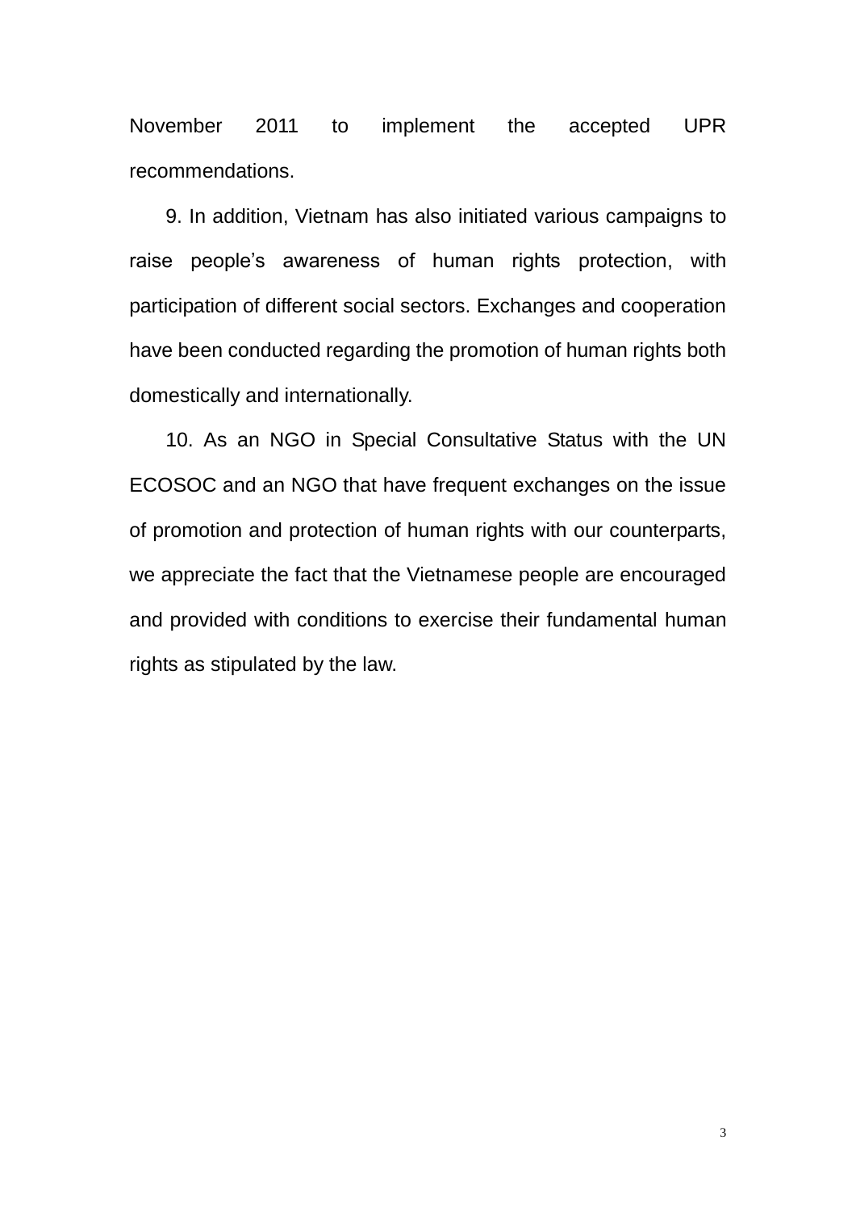November 2011 to implement the accepted UPR recommendations.

9. In addition, Vietnam has also initiated various campaigns to raise people's awareness of human rights protection, with participation of different social sectors. Exchanges and cooperation have been conducted regarding the promotion of human rights both domestically and internationally.

10. As an NGO in Special Consultative Status with the UN ECOSOC and an NGO that have frequent exchanges on the issue of promotion and protection of human rights with our counterparts, we appreciate the fact that the Vietnamese people are encouraged and provided with conditions to exercise their fundamental human rights as stipulated by the law.